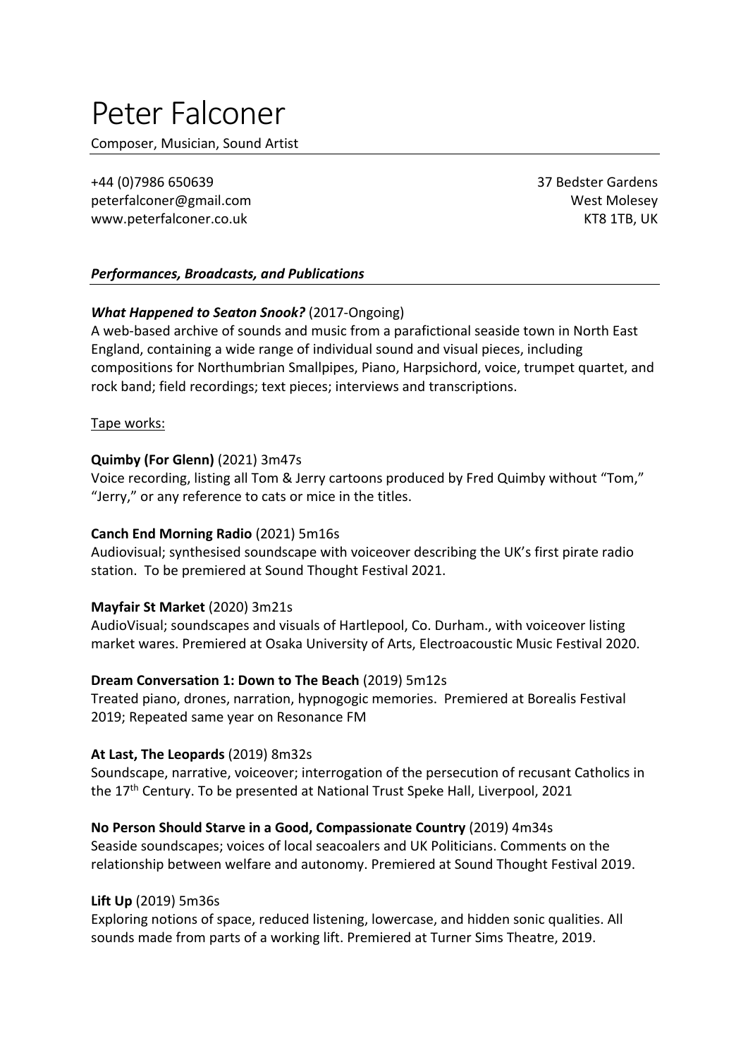# Peter Falconer

Composer, Musician, Sound Artist

+44 (0)7986 650639
peterfalconer@gmail.com
www.peterfalconer.co.uk

37 Bedster Gardens
West Molesey
KT8 1TB, UK

## *Performances, Broadcasts, and Publications*

***What Happened to Seaton Snook?*** (2017-Ongoing)
A web-based archive of sounds and music from a parafictional seaside town in North East England, containing a wide range of individual sound and visual pieces, including compositions for Northumbrian Smallpipes, Piano, Harpsichord, voice, trumpet quartet, and rock band; field recordings; text pieces; interviews and transcriptions.

Tape works:

**Quimby (For Glenn)** (2021) 3m47s
Voice recording, listing all Tom & Jerry cartoons produced by Fred Quimby without "Tom," "Jerry," or any reference to cats or mice in the titles.

**Canch End Morning Radio** (2021) 5m16s
Audiovisual; synthesised soundscape with voiceover describing the UK's first pirate radio station. To be premiered at Sound Thought Festival 2021.

**Mayfair St Market** (2020) 3m21s
AudioVisual; soundscapes and visuals of Hartlepool, Co. Durham., with voiceover listing market wares. Premiered at Osaka University of Arts, Electroacoustic Music Festival 2020.

**Dream Conversation 1: Down to The Beach** (2019) 5m12s
Treated piano, drones, narration, hypnogogic memories. Premiered at Borealis Festival 2019; Repeated same year on Resonance FM

**At Last, The Leopards** (2019) 8m32s
Soundscape, narrative, voiceover; interrogation of the persecution of recusant Catholics in the 17th Century. To be presented at National Trust Speke Hall, Liverpool, 2021

**No Person Should Starve in a Good, Compassionate Country** (2019) 4m34s
Seaside soundscapes; voices of local seacoalers and UK Politicians. Comments on the relationship between welfare and autonomy. Premiered at Sound Thought Festival 2019.

**Lift Up** (2019) 5m36s
Exploring notions of space, reduced listening, lowercase, and hidden sonic qualities. All sounds made from parts of a working lift. Premiered at Turner Sims Theatre, 2019.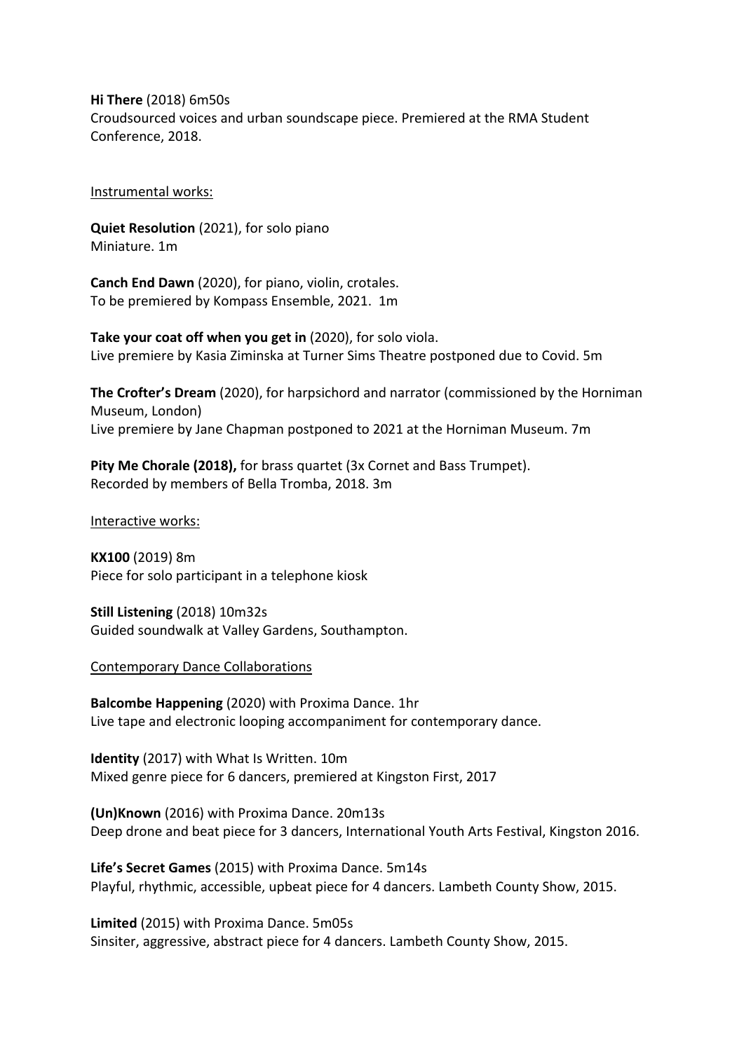**Hi There** (2018) 6m50s
Croudsourced voices and urban soundscape piece. Premiered at the RMA Student Conference, 2018.

<u>Instrumental works:</u>

**Quiet Resolution** (2021), for solo piano
Miniature. 1m

**Canch End Dawn** (2020), for piano, violin, crotales.
To be premiered by Kompass Ensemble, 2021. 1m

**Take your coat off when you get in** (2020), for solo viola.
Live premiere by Kasia Ziminska at Turner Sims Theatre postponed due to Covid. 5m

**The Crofter's Dream** (2020), for harpsichord and narrator (commissioned by the Horniman Museum, London)
Live premiere by Jane Chapman postponed to 2021 at the Horniman Museum. 7m

**Pity Me Chorale (2018),** for brass quartet (3x Cornet and Bass Trumpet).
Recorded by members of Bella Tromba, 2018. 3m

<u>Interactive works:</u>

**KX100** (2019) 8m
Piece for solo participant in a telephone kiosk

**Still Listening** (2018) 10m32s
Guided soundwalk at Valley Gardens, Southampton.

<u>Contemporary Dance Collaborations</u>

**Balcombe Happening** (2020) with Proxima Dance. 1hr
Live tape and electronic looping accompaniment for contemporary dance.

**Identity** (2017) with What Is Written. 10m
Mixed genre piece for 6 dancers, premiered at Kingston First, 2017

**(Un)Known** (2016) with Proxima Dance. 20m13s
Deep drone and beat piece for 3 dancers, International Youth Arts Festival, Kingston 2016.

**Life's Secret Games** (2015) with Proxima Dance. 5m14s
Playful, rhythmic, accessible, upbeat piece for 4 dancers. Lambeth County Show, 2015.

**Limited** (2015) with Proxima Dance. 5m05s
Sinsiter, aggressive, abstract piece for 4 dancers. Lambeth County Show, 2015.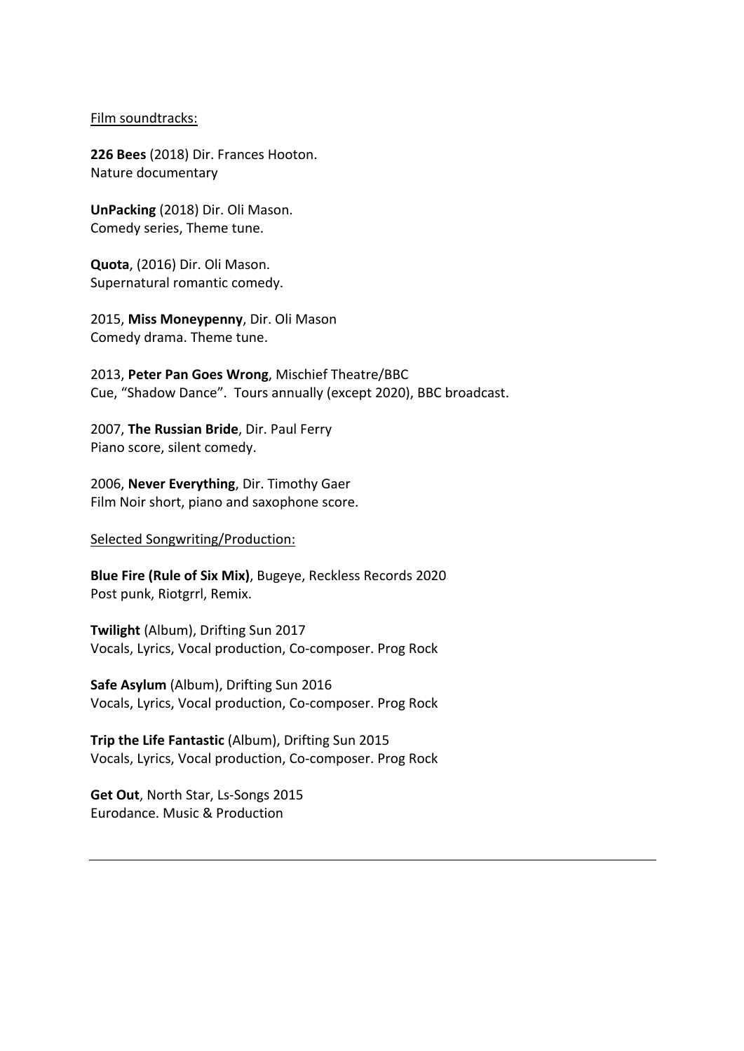<u>Film soundtracks:</u>

**226 Bees** (2018) Dir. Frances Hooton.
Nature documentary

**UnPacking** (2018) Dir. Oli Mason.
Comedy series, Theme tune.

**Quota**, (2016) Dir. Oli Mason.
Supernatural romantic comedy.

2015, **Miss Moneypenny**, Dir. Oli Mason
Comedy drama. Theme tune.

2013, **Peter Pan Goes Wrong**, Mischief Theatre/BBC
Cue, "Shadow Dance". Tours annually (except 2020), BBC broadcast.

2007, **The Russian Bride**, Dir. Paul Ferry
Piano score, silent comedy.

2006, **Never Everything**, Dir. Timothy Gaer
Film Noir short, piano and saxophone score.

<u>Selected Songwriting/Production:</u>

**Blue Fire (Rule of Six Mix)**, Bugeye, Reckless Records 2020
Post punk, Riotgrrl, Remix.

**Twilight** (Album), Drifting Sun 2017
Vocals, Lyrics, Vocal production, Co-composer. Prog Rock

**Safe Asylum** (Album), Drifting Sun 2016
Vocals, Lyrics, Vocal production, Co-composer. Prog Rock

**Trip the Life Fantastic** (Album), Drifting Sun 2015
Vocals, Lyrics, Vocal production, Co-composer. Prog Rock

**Get Out**, North Star, Ls-Songs 2015
Eurodance. Music & Production

---